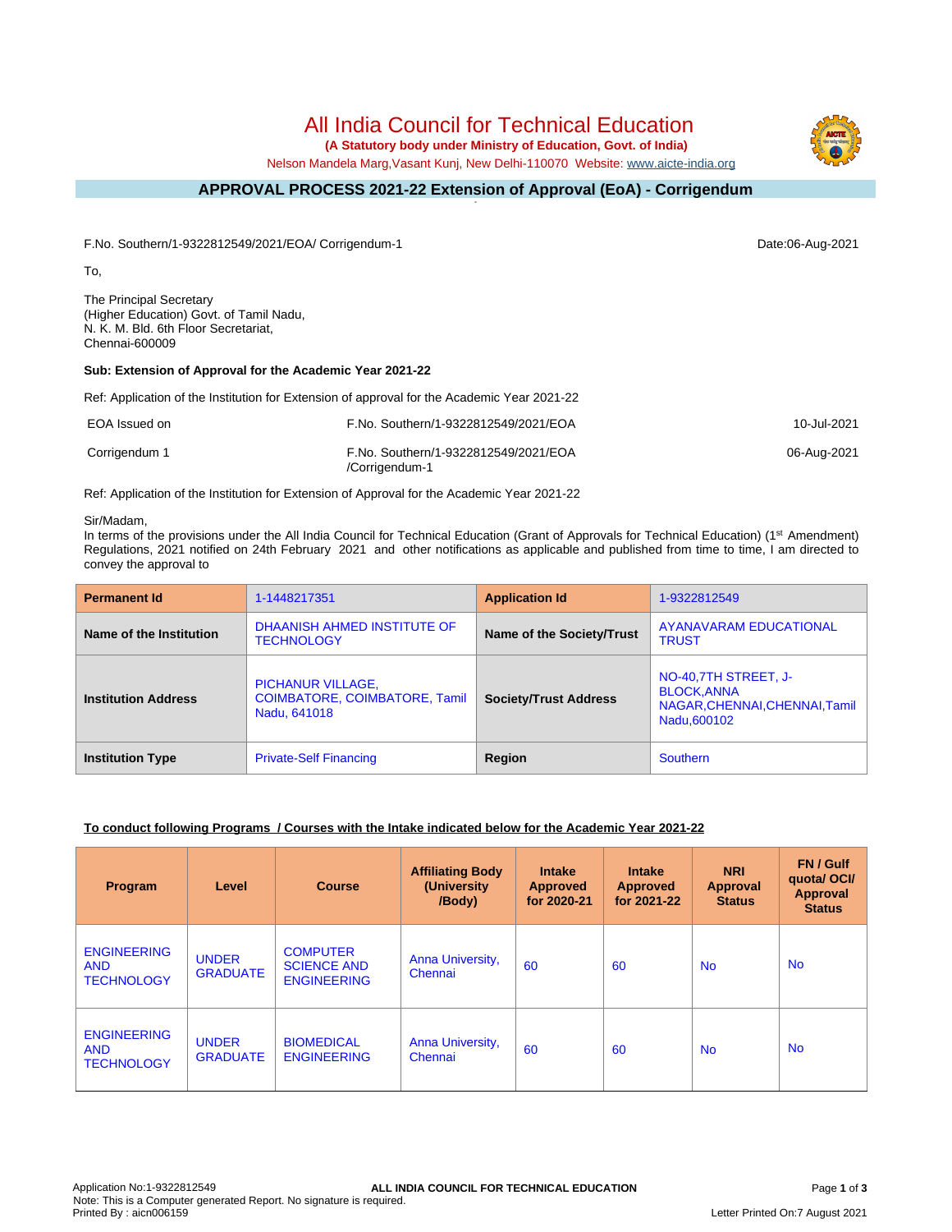# All India Council for Technical Education

**(A Statutory body under Ministry of Education, Govt. of India)**

Nelson Mandela Marg,Vasant Kunj, New Delhi-110070 Website: www.aicte-india.org

## APPROVAL PROCESS 2021-22 Extension of Approval (EoA) - Corrigendum

F.No. Southern/1-9322812549/2021/EOA/ Corrigendum-1

Date:06-Aug-2021

To,

The Principal Secretary
(Higher Education) Govt. of Tamil Nadu,
N. K. M. Bld. 6th Floor Secretariat,
Chennai-600009

**Sub: Extension of Approval for the Academic Year 2021-22**

Ref: Application of the Institution for Extension of approval for the Academic Year 2021-22

| | | |
|---|---|---|
| EOA Issued on | F.No. Southern/1-9322812549/2021/EOA | 10-Jul-2021 |
| Corrigendum 1 | F.No. Southern/1-9322812549/2021/EOA /Corrigendum-1 | 06-Aug-2021 |

Ref: Application of the Institution for Extension of Approval for the Academic Year 2021-22

Sir/Madam,

In terms of the provisions under the All India Council for Technical Education (Grant of Approvals for Technical Education) (1st Amendment) Regulations, 2021 notified on 24th February 2021 and other notifications as applicable and published from time to time, I am directed to convey the approval to

| **Permanent Id** | 1-1448217351 | **Application Id** | 1-9322812549 |
|---|---|---|---|
| **Name of the Institution** | DHAANISH AHMED INSTITUTE OF TECHNOLOGY | **Name of the Society/Trust** | AYANAVARAM EDUCATIONAL TRUST |
| **Institution Address** | PICHANUR VILLAGE, COIMBATORE, COIMBATORE, Tamil Nadu, 641018 | **Society/Trust Address** | NO-40,7TH STREET, J-BLOCK,ANNA NAGAR,CHENNAI,CHENNAI,Tamil Nadu,600102 |
| **Institution Type** | Private-Self Financing | **Region** | Southern |

**To conduct following Programs / Courses with the Intake indicated below for the Academic Year 2021-22**

| Program | Level | Course | Affiliating Body (University /Body) | Intake Approved for 2020-21 | Intake Approved for 2021-22 | NRI Approval Status | FN / Gulf quota/ OCI/ Approval Status |
|---|---|---|---|---|---|---|---|
| ENGINEERING AND TECHNOLOGY | UNDER GRADUATE | COMPUTER SCIENCE AND ENGINEERING | Anna University, Chennai | 60 | 60 | No | No |
| ENGINEERING AND TECHNOLOGY | UNDER GRADUATE | BIOMEDICAL ENGINEERING | Anna University, Chennai | 60 | 60 | No | No |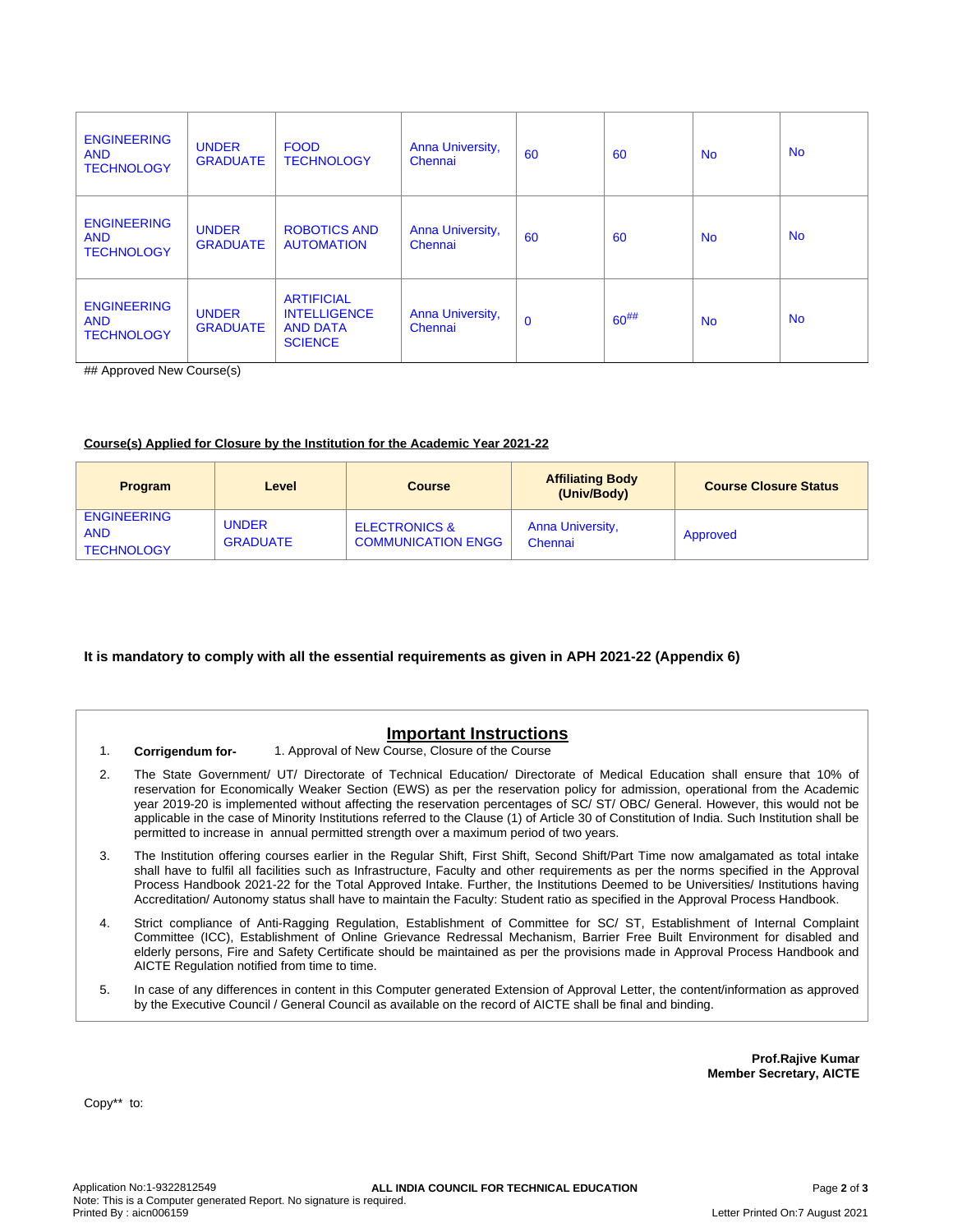| | | | | | | | |
|---|---|---|---|---|---|---|---|
| ENGINEERING AND TECHNOLOGY | UNDER GRADUATE | FOOD TECHNOLOGY | Anna University, Chennai | 60 | 60 | No | No |
| ENGINEERING AND TECHNOLOGY | UNDER GRADUATE | ROBOTICS AND AUTOMATION | Anna University, Chennai | 60 | 60 | No | No |
| ENGINEERING AND TECHNOLOGY | UNDER GRADUATE | ARTIFICIAL INTELLIGENCE AND DATA SCIENCE | Anna University, Chennai | 0 | 60## | No | No |

## Approved New Course(s)

**Course(s) Applied for Closure by the Institution for the Academic Year 2021-22**

| Program | Level | Course | Affiliating Body (Univ/Body) | Course Closure Status |
|---|---|---|---|---|
| ENGINEERING AND TECHNOLOGY | UNDER GRADUATE | ELECTRONICS & COMMUNICATION ENGG | Anna University, Chennai | Approved |

**It is mandatory to comply with all the essential requirements as given in APH 2021-22 (Appendix 6)**

## Important Instructions

1. **Corrigendum for-** 1. Approval of New Course, Closure of the Course
2. The State Government/ UT/ Directorate of Technical Education/ Directorate of Medical Education shall ensure that 10% of reservation for Economically Weaker Section (EWS) as per the reservation policy for admission, operational from the Academic year 2019-20 is implemented without affecting the reservation percentages of SC/ ST/ OBC/ General. However, this would not be applicable in the case of Minority Institutions referred to the Clause (1) of Article 30 of Constitution of India. Such Institution shall be permitted to increase in annual permitted strength over a maximum period of two years.
3. The Institution offering courses earlier in the Regular Shift, First Shift, Second Shift/Part Time now amalgamated as total intake shall have to fulfil all facilities such as Infrastructure, Faculty and other requirements as per the norms specified in the Approval Process Handbook 2021-22 for the Total Approved Intake. Further, the Institutions Deemed to be Universities/ Institutions having Accreditation/ Autonomy status shall have to maintain the Faculty: Student ratio as specified in the Approval Process Handbook.
4. Strict compliance of Anti-Ragging Regulation, Establishment of Committee for SC/ ST, Establishment of Internal Complaint Committee (ICC), Establishment of Online Grievance Redressal Mechanism, Barrier Free Built Environment for disabled and elderly persons, Fire and Safety Certificate should be maintained as per the provisions made in Approval Process Handbook and AICTE Regulation notified from time to time.
5. In case of any differences in content in this Computer generated Extension of Approval Letter, the content/information as approved by the Executive Council / General Council as available on the record of AICTE shall be final and binding.

**Prof.Rajive Kumar**
**Member Secretary, AICTE**

Copy** to:

Application No:1-9322812549 **ALL INDIA COUNCIL FOR TECHNICAL EDUCATION**
Note: This is a Computer generated Report. No signature is required.
Printed By : aicn006159
Letter Printed On:7 August 2021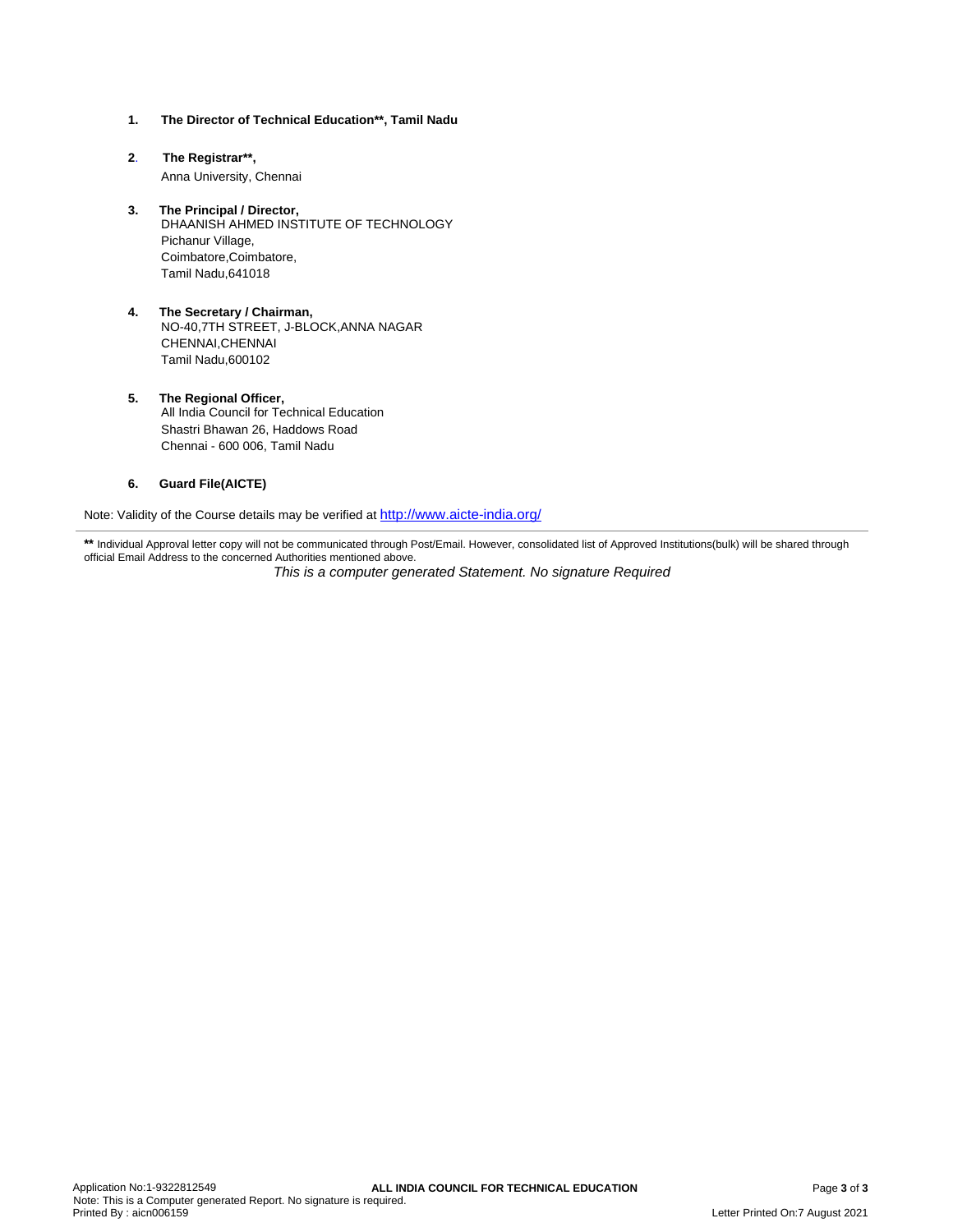1. **The Director of Technical Education\*\*, Tamil Nadu**

2. **The Registrar\*\*,**
   Anna University, Chennai

3. **The Principal / Director,**
   DHAANISH AHMED INSTITUTE OF TECHNOLOGY
   Pichanur Village,
   Coimbatore,Coimbatore,
   Tamil Nadu,641018

4. **The Secretary / Chairman,**
   NO-40,7TH STREET, J-BLOCK,ANNA NAGAR
   CHENNAI,CHENNAI
   Tamil Nadu,600102

5. **The Regional Officer,**
   All India Council for Technical Education
   Shastri Bhawan 26, Haddows Road
   Chennai - 600 006, Tamil Nadu

6. **Guard File(AICTE)**

Note: Validity of the Course details may be verified at http://www.aicte-india.org/

---

**\*\*** Individual Approval letter copy will not be communicated through Post/Email. However, consolidated list of Approved Institutions(bulk) will be shared through official Email Address to the concerned Authorities mentioned above.

*This is a computer generated Statement. No signature Required*

Application No:1-9322812549

Note: This is a Computer generated Report. No signature is required.

Printed By : aicn006159

Letter Printed On:7 August 2021